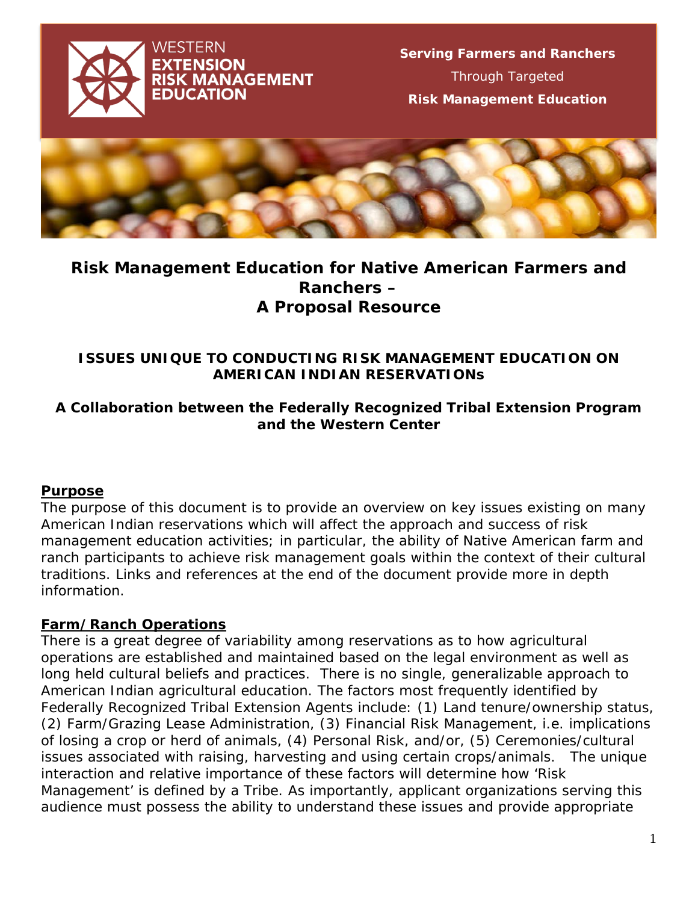WESTERN EXTENSION RISK MANAGEMENT EDUCATION

**Serving Farmers and Ranchers**
Through Targeted
**Risk Management Education**

# Risk Management Education for Native American Farmers and Ranchers – A Proposal Resource

### ISSUES UNIQUE TO CONDUCTING RISK MANAGEMENT EDUCATION ON AMERICAN INDIAN RESERVATIONs

### A Collaboration between the Federally Recognized Tribal Extension Program and the Western Center

## Purpose

The purpose of this document is to provide an overview on key issues existing on many American Indian reservations which will affect the approach and success of risk management education activities; in particular, the ability of Native American farm and ranch participants to achieve risk management goals within the context of their cultural traditions. Links and references at the end of the document provide more in depth information.

## Farm/Ranch Operations

There is a great degree of variability among reservations as to how agricultural operations are established and maintained based on the legal environment as well as long held cultural beliefs and practices. There is no single, generalizable approach to American Indian agricultural education. The factors most frequently identified by Federally Recognized Tribal Extension Agents include: (1) Land tenure/ownership status, (2) Farm/Grazing Lease Administration, (3) Financial Risk Management, i.e. implications of losing a crop or herd of animals, (4) Personal Risk, and/or, (5) Ceremonies/cultural issues associated with raising, harvesting and using certain crops/animals. The unique interaction and relative importance of these factors will determine how 'Risk Management' is defined by a Tribe. As importantly, applicant organizations serving this audience must possess the ability to understand these issues and provide appropriate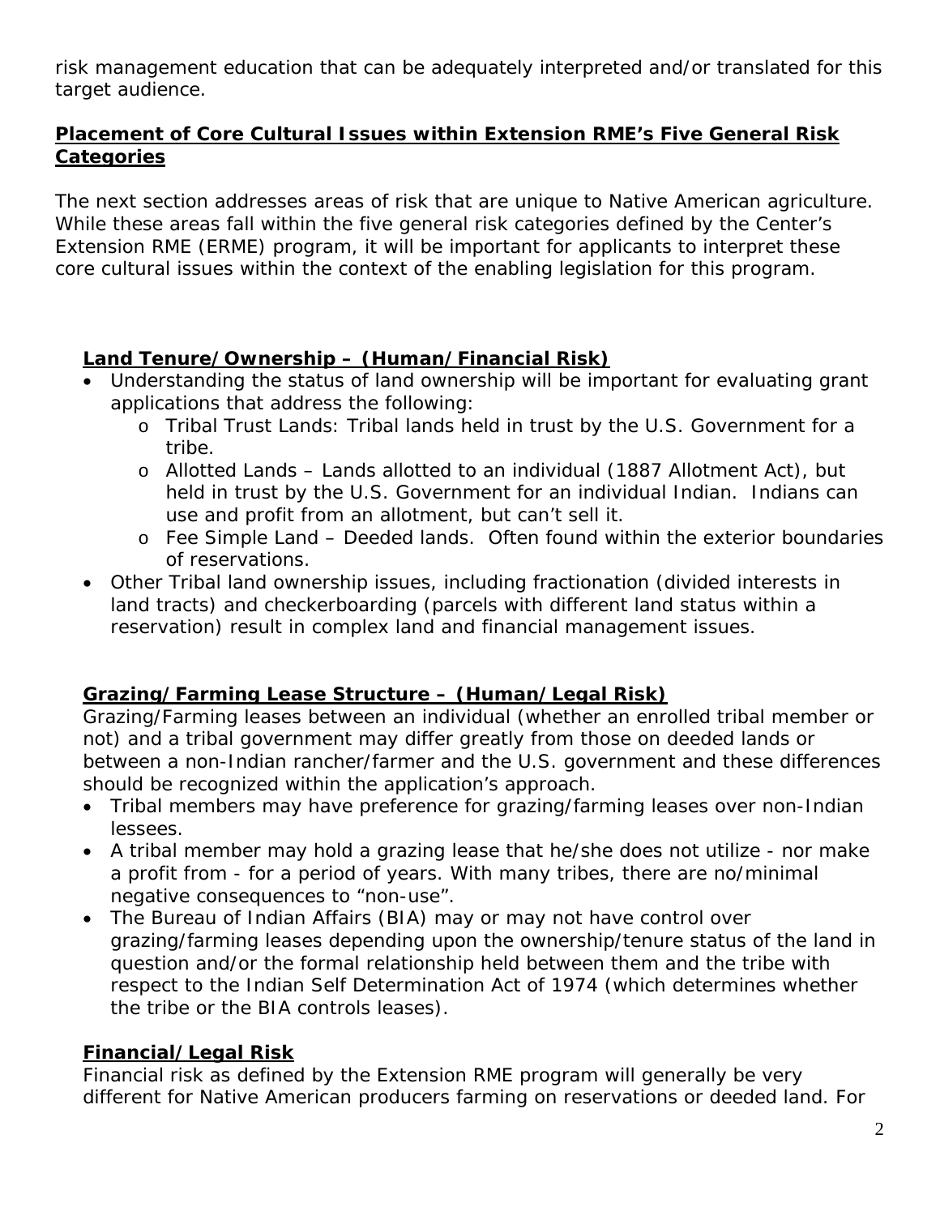risk management education that can be adequately interpreted and/or translated for this target audience.

## Placement of Core Cultural Issues within Extension RME's Five General Risk Categories

The next section addresses areas of risk that are unique to Native American agriculture. While these areas fall within the five general risk categories defined by the Center's Extension RME (ERME) program, it will be important for applicants to interpret these core cultural issues within the context of the enabling legislation for this program.

### Land Tenure/Ownership – (Human/Financial Risk)

- Understanding the status of land ownership will be important for evaluating grant applications that address the following:
  - Tribal Trust Lands: Tribal lands held in trust by the U.S. Government for a tribe.
  - Allotted Lands – Lands allotted to an individual (1887 Allotment Act), but held in trust by the U.S. Government for an individual Indian. Indians can use and profit from an allotment, but can't sell it.
  - Fee Simple Land – Deeded lands. Often found within the exterior boundaries of reservations.
- Other Tribal land ownership issues, including fractionation (divided interests in land tracts) and checkerboarding (parcels with different land status within a reservation) result in complex land and financial management issues.

### Grazing/Farming Lease Structure – (Human/Legal Risk)

Grazing/Farming leases between an individual (whether an enrolled tribal member or not) and a tribal government may differ greatly from those on deeded lands or between a non-Indian rancher/farmer and the U.S. government and these differences should be recognized within the application's approach.

- Tribal members may have preference for grazing/farming leases over non-Indian lessees.
- A tribal member may hold a grazing lease that he/she does not utilize - nor make a profit from - for a period of years. With many tribes, there are no/minimal negative consequences to "non-use".
- The Bureau of Indian Affairs (BIA) may or may not have control over grazing/farming leases depending upon the ownership/tenure status of the land in question and/or the formal relationship held between them and the tribe with respect to the Indian Self Determination Act of 1974 (which determines whether the tribe or the BIA controls leases).

### Financial/Legal Risk

Financial risk as defined by the Extension RME program will generally be very different for Native American producers farming on reservations or deeded land. For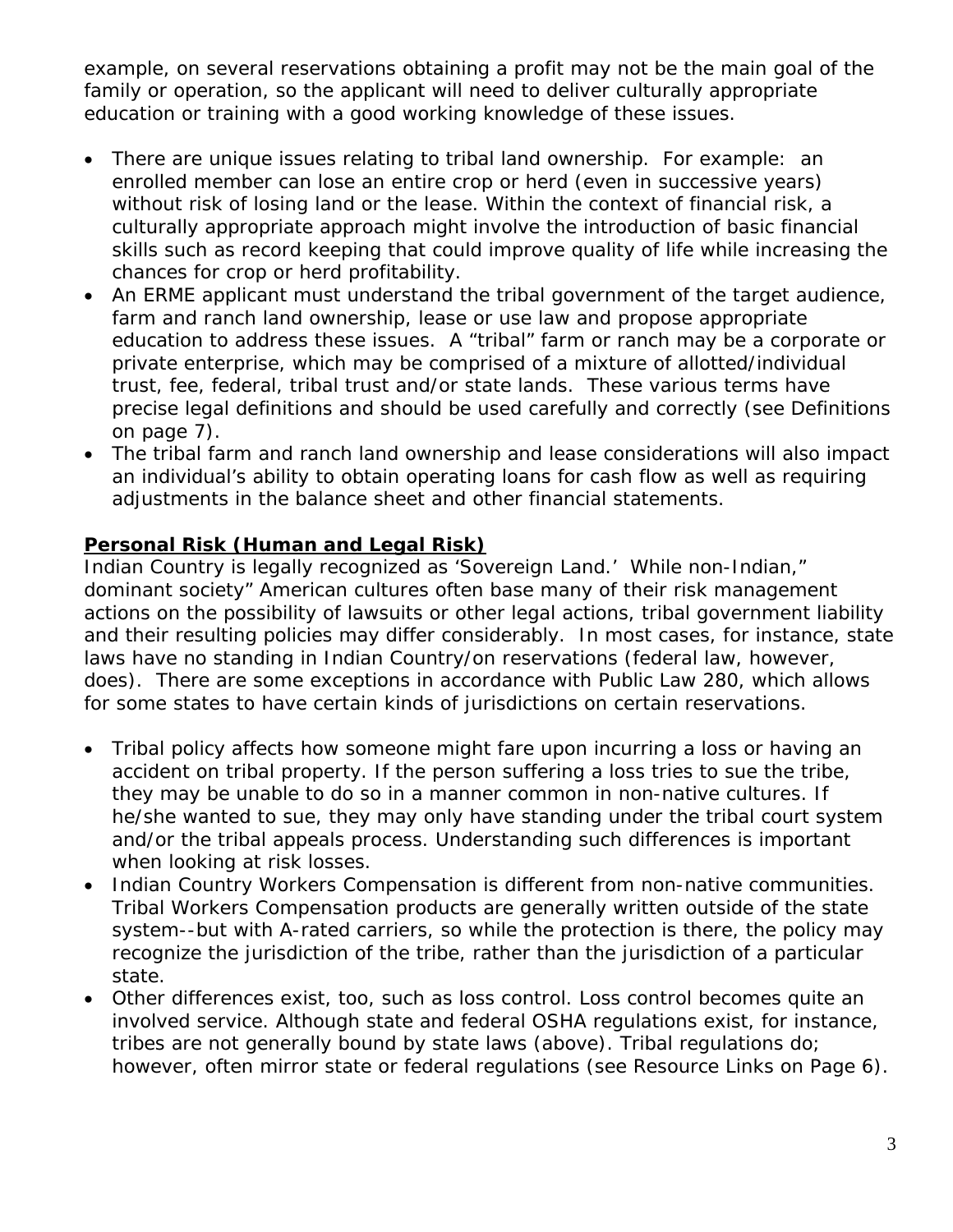example, on several reservations obtaining a profit may not be the main goal of the family or operation, so the applicant will need to deliver culturally appropriate education or training with a good working knowledge of these issues.

- There are unique issues relating to tribal land ownership. For example: an enrolled member can lose an entire crop or herd (even in successive years) without risk of losing land or the lease. Within the context of financial risk, a culturally appropriate approach might involve the introduction of basic financial skills such as record keeping that could improve quality of life while increasing the chances for crop or herd profitability.
- An ERME applicant must understand the tribal government of the target audience, farm and ranch land ownership, lease or use law and propose appropriate education to address these issues. A "tribal" farm or ranch may be a corporate or private enterprise, which may be comprised of a mixture of allotted/individual trust, fee, federal, tribal trust and/or state lands. These various terms have precise legal definitions and should be used carefully and correctly (see Definitions on page 7).
- The tribal farm and ranch land ownership and lease considerations will also impact an individual's ability to obtain operating loans for cash flow as well as requiring adjustments in the balance sheet and other financial statements.

**Personal Risk (Human and Legal Risk)**

Indian Country is legally recognized as 'Sovereign Land.' While non-Indian," dominant society" American cultures often base many of their risk management actions on the possibility of lawsuits or other legal actions, tribal government liability and their resulting policies may differ considerably. In most cases, for instance, state laws have no standing in Indian Country/on reservations (federal law, however, does). There are some exceptions in accordance with Public Law 280, which allows for some states to have certain kinds of jurisdictions on certain reservations.

- Tribal policy affects how someone might fare upon incurring a loss or having an accident on tribal property. If the person suffering a loss tries to sue the tribe, they may be unable to do so in a manner common in non-native cultures. If he/she wanted to sue, they may only have standing under the tribal court system and/or the tribal appeals process. Understanding such differences is important when looking at risk losses.
- Indian Country Workers Compensation is different from non-native communities. Tribal Workers Compensation products are generally written outside of the state system--but with A-rated carriers, so while the protection is there, the policy may recognize the jurisdiction of the tribe, rather than the jurisdiction of a particular state.
- Other differences exist, too, such as loss control. Loss control becomes quite an involved service. Although state and federal OSHA regulations exist, for instance, tribes are not generally bound by state laws (above). Tribal regulations do; however, often mirror state or federal regulations (see Resource Links on Page 6).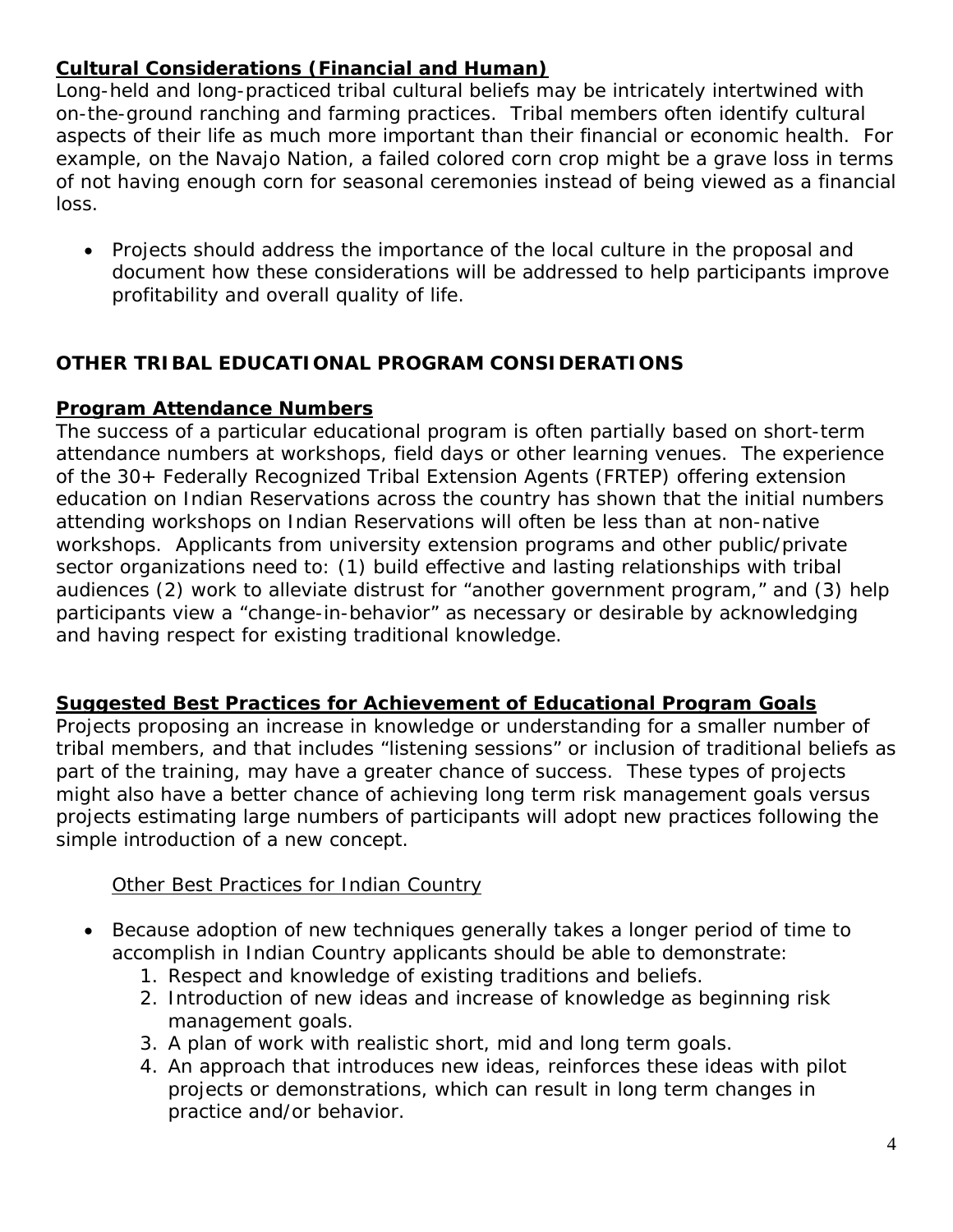## **Cultural Considerations (Financial and Human)**

Long-held and long-practiced tribal cultural beliefs may be intricately intertwined with on-the-ground ranching and farming practices. Tribal members often identify cultural aspects of their life as much more important than their financial or economic health. For example, on the Navajo Nation, a failed colored corn crop might be a grave loss in terms of not having enough corn for seasonal ceremonies instead of being viewed as a financial loss.

- Projects should address the importance of the local culture in the proposal and document how these considerations will be addressed to help participants improve profitability and overall quality of life.

## **OTHER TRIBAL EDUCATIONAL PROGRAM CONSIDERATIONS**

### **Program Attendance Numbers**

The success of a particular educational program is often partially based on short-term attendance numbers at workshops, field days or other learning venues. The experience of the 30+ Federally Recognized Tribal Extension Agents (FRTEP) offering extension education on Indian Reservations across the country has shown that the initial numbers attending workshops on Indian Reservations will often be less than at non-native workshops. Applicants from university extension programs and other public/private sector organizations need to: (1) build effective and lasting relationships with tribal audiences (2) work to alleviate distrust for "another government program," and (3) help participants view a "change-in-behavior" as necessary or desirable by acknowledging and having respect for existing traditional knowledge.

### **Suggested Best Practices for Achievement of Educational Program Goals**

Projects proposing an increase in knowledge or understanding for a smaller number of tribal members, and that includes "listening sessions" or inclusion of traditional beliefs as part of the training, may have a greater chance of success. These types of projects might also have a better chance of achieving long term risk management goals versus projects estimating large numbers of participants will adopt new practices following the simple introduction of a new concept.

Other Best Practices for Indian Country

- Because adoption of new techniques generally takes a longer period of time to accomplish in Indian Country applicants should be able to demonstrate:
  1. Respect and knowledge of existing traditions and beliefs.
  2. Introduction of new ideas and increase of knowledge as beginning risk management goals.
  3. A plan of work with realistic short, mid and long term goals.
  4. An approach that introduces new ideas, reinforces these ideas with pilot projects or demonstrations, which can result in long term changes in practice and/or behavior.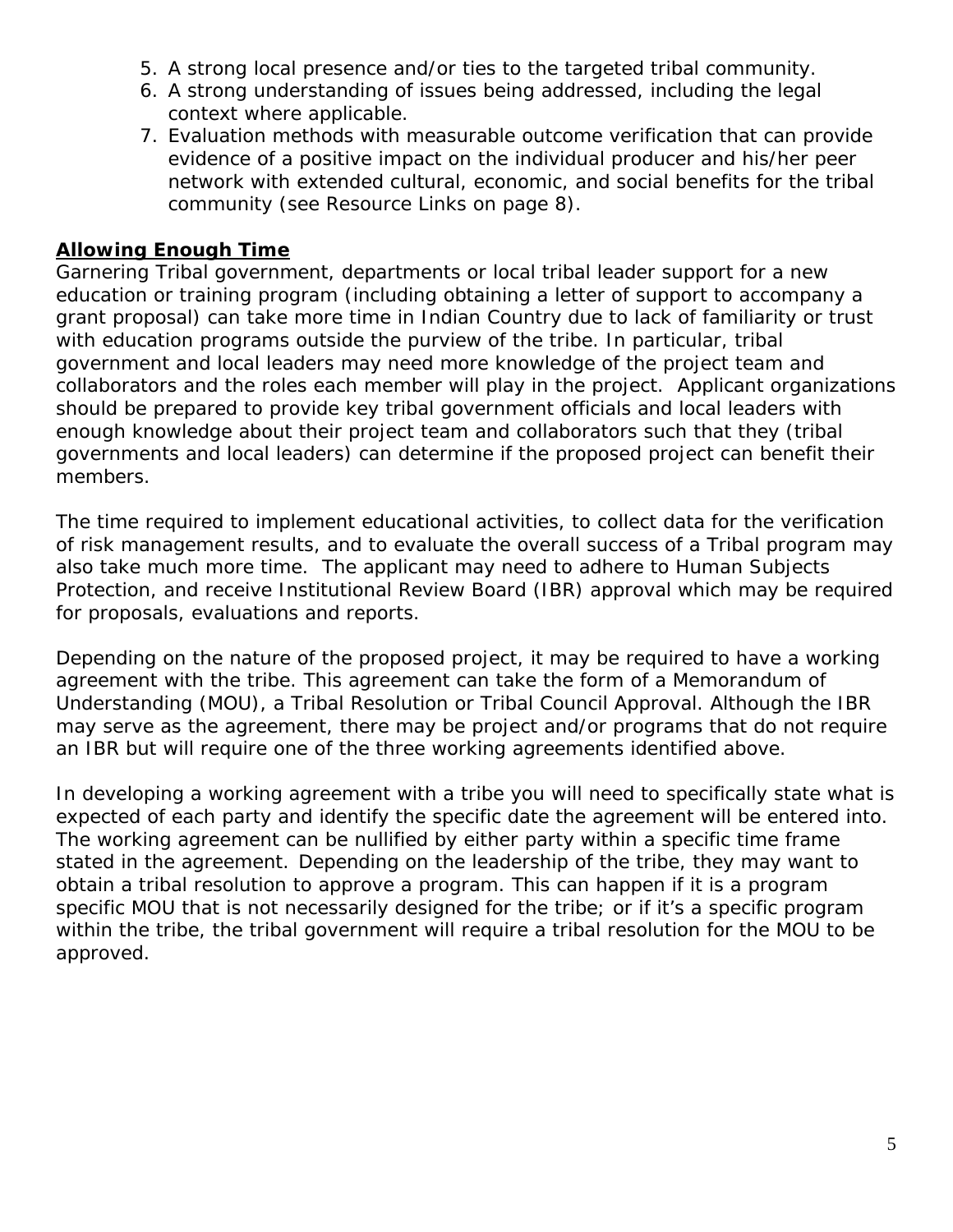5. A strong local presence and/or ties to the targeted tribal community.
6. A strong understanding of issues being addressed, including the legal context where applicable.
7. Evaluation methods with measurable outcome verification that can provide evidence of a positive impact on the individual producer and his/her peer network with extended cultural, economic, and social benefits for the tribal community (see Resource Links on page 8).

## Allowing Enough Time

Garnering Tribal government, departments or local tribal leader support for a new education or training program (including obtaining a letter of support to accompany a grant proposal) can take more time in Indian Country due to lack of familiarity or trust with education programs outside the purview of the tribe. In particular, tribal government and local leaders may need more knowledge of the project team and collaborators and the roles each member will play in the project. Applicant organizations should be prepared to provide key tribal government officials and local leaders with enough knowledge about their project team and collaborators such that they (tribal governments and local leaders) can determine if the proposed project can benefit their members.

The time required to implement educational activities, to collect data for the verification of risk management results, and to evaluate the overall success of a Tribal program may also take much more time. The applicant may need to adhere to Human Subjects Protection, and receive Institutional Review Board (IBR) approval which may be required for proposals, evaluations and reports.

Depending on the nature of the proposed project, it may be required to have a working agreement with the tribe. This agreement can take the form of a Memorandum of Understanding (MOU), a Tribal Resolution or Tribal Council Approval. Although the IBR may serve as the agreement, there may be project and/or programs that do not require an IBR but will require one of the three working agreements identified above.

In developing a working agreement with a tribe you will need to specifically state what is expected of each party and identify the specific date the agreement will be entered into. The working agreement can be nullified by either party within a specific time frame stated in the agreement. Depending on the leadership of the tribe, they may want to obtain a tribal resolution to approve a program. This can happen if it is a program specific MOU that is not necessarily designed for the tribe; or if it's a specific program within the tribe, the tribal government will require a tribal resolution for the MOU to be approved.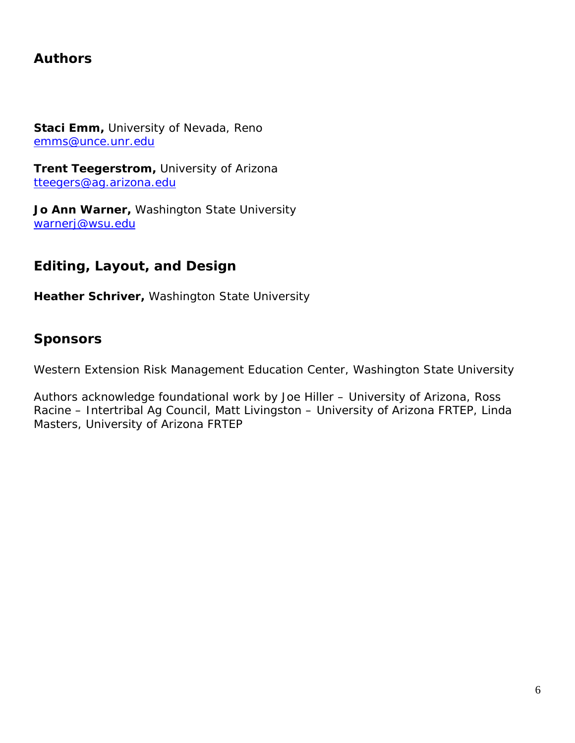## Authors

**Staci Emm,** University of Nevada, Reno
emms@unce.unr.edu

**Trent Teegerstrom,** University of Arizona
tteegers@ag.arizona.edu

**Jo Ann Warner,** Washington State University
warnerj@wsu.edu

## Editing, Layout, and Design

**Heather Schriver,** Washington State University

## Sponsors

Western Extension Risk Management Education Center, Washington State University

Authors acknowledge foundational work by Joe Hiller – University of Arizona, Ross Racine – Intertribal Ag Council, Matt Livingston – University of Arizona FRTEP, Linda Masters, University of Arizona FRTEP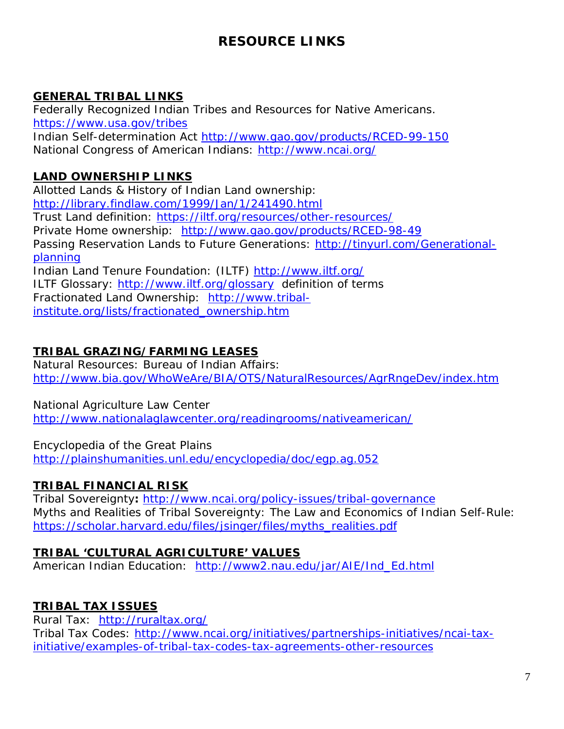# RESOURCE LINKS

## GENERAL TRIBAL LINKS

Federally Recognized Indian Tribes and Resources for Native Americans. https://www.usa.gov/tribes
Indian Self-determination Act http://www.gao.gov/products/RCED-99-150
National Congress of American Indians: http://www.ncai.org/

## LAND OWNERSHIP LINKS

Allotted Lands & History of Indian Land ownership: http://library.findlaw.com/1999/Jan/1/241490.html
Trust Land definition: https://iltf.org/resources/other-resources/
Private Home ownership: http://www.gao.gov/products/RCED-98-49
Passing Reservation Lands to Future Generations: http://tinyurl.com/Generational-planning
Indian Land Tenure Foundation: (ILTF) http://www.iltf.org/
ILTF Glossary: http://www.iltf.org/glossary definition of terms
Fractionated Land Ownership: http://www.tribal-institute.org/lists/fractionated_ownership.htm

## TRIBAL GRAZING/FARMING LEASES

Natural Resources: Bureau of Indian Affairs: http://www.bia.gov/WhoWeAre/BIA/OTS/NaturalResources/AgrRngeDev/index.htm

National Agriculture Law Center
http://www.nationalaglawcenter.org/readingrooms/nativeamerican/

Encyclopedia of the Great Plains
http://plainshumanities.unl.edu/encyclopedia/doc/egp.ag.052

## TRIBAL FINANCIAL RISK

Tribal Sovereignty**:** http://www.ncai.org/policy-issues/tribal-governance
Myths and Realities of Tribal Sovereignty: The Law and Economics of Indian Self-Rule: https://scholar.harvard.edu/files/jsinger/files/myths_realities.pdf

## TRIBAL 'CULTURAL AGRICULTURE' VALUES

American Indian Education: http://www2.nau.edu/jar/AIE/Ind_Ed.html

## TRIBAL TAX ISSUES

Rural Tax: http://ruraltax.org/
Tribal Tax Codes: http://www.ncai.org/initiatives/partnerships-initiatives/ncai-tax-initiative/examples-of-tribal-tax-codes-tax-agreements-other-resources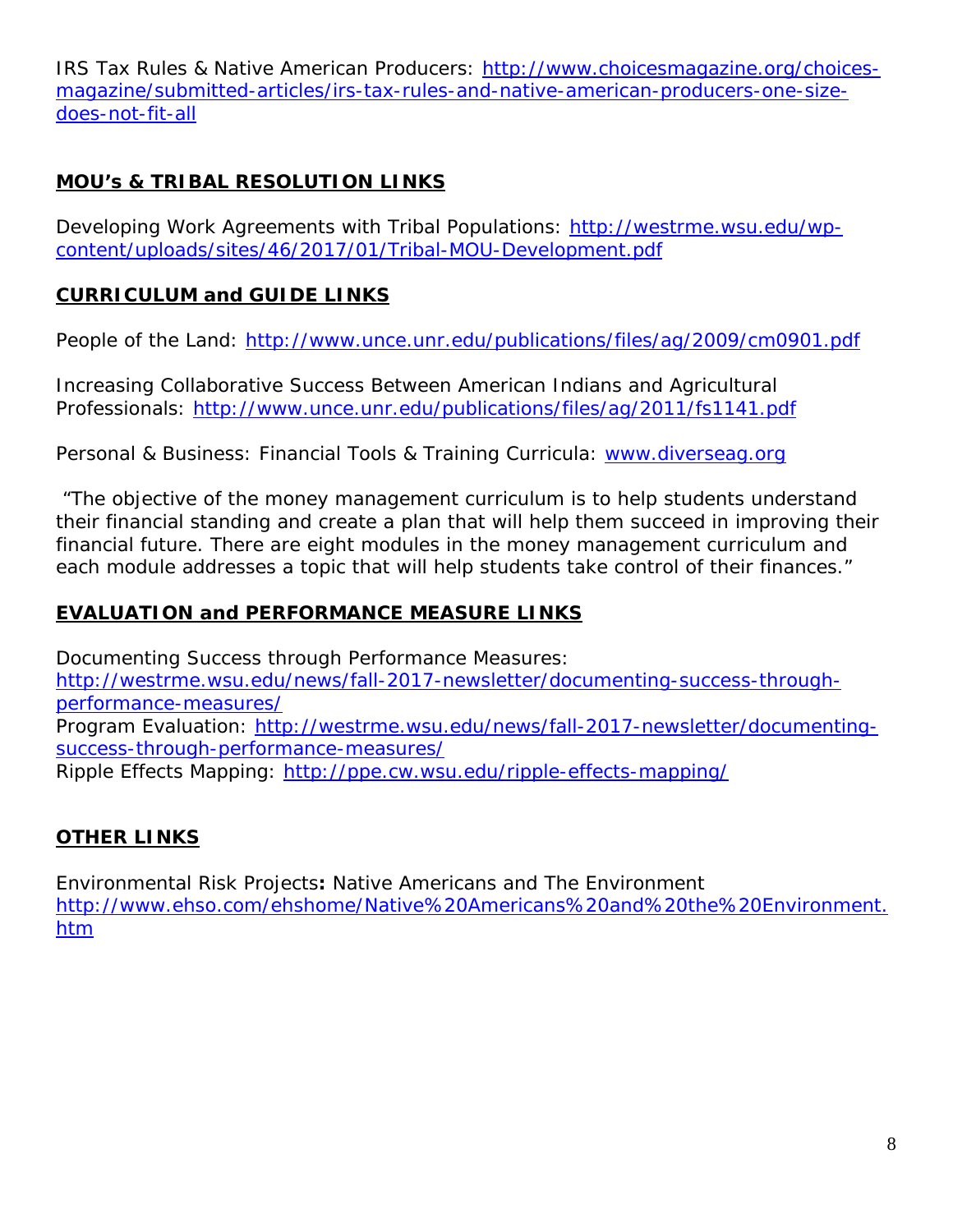IRS Tax Rules & Native American Producers: http://www.choicesmagazine.org/choices-magazine/submitted-articles/irs-tax-rules-and-native-american-producers-one-size-does-not-fit-all

## MOU's & TRIBAL RESOLUTION LINKS

Developing Work Agreements with Tribal Populations: http://westrme.wsu.edu/wp-content/uploads/sites/46/2017/01/Tribal-MOU-Development.pdf

## CURRICULUM and GUIDE LINKS

People of the Land: http://www.unce.unr.edu/publications/files/ag/2009/cm0901.pdf

Increasing Collaborative Success Between American Indians and Agricultural Professionals: http://www.unce.unr.edu/publications/files/ag/2011/fs1141.pdf

Personal & Business: Financial Tools & Training Curricula: www.diverseag.org

"The objective of the money management curriculum is to help students understand their financial standing and create a plan that will help them succeed in improving their financial future. There are eight modules in the money management curriculum and each module addresses a topic that will help students take control of their finances."

## EVALUATION and PERFORMANCE MEASURE LINKS

Documenting Success through Performance Measures: http://westrme.wsu.edu/news/fall-2017-newsletter/documenting-success-through-performance-measures/
Program Evaluation: http://westrme.wsu.edu/news/fall-2017-newsletter/documenting-success-through-performance-measures/
Ripple Effects Mapping: http://ppe.cw.wsu.edu/ripple-effects-mapping/

## OTHER LINKS

Environmental Risk Projects**:** Native Americans and The Environment http://www.ehso.com/ehshome/Native%20Americans%20and%20the%20Environment.htm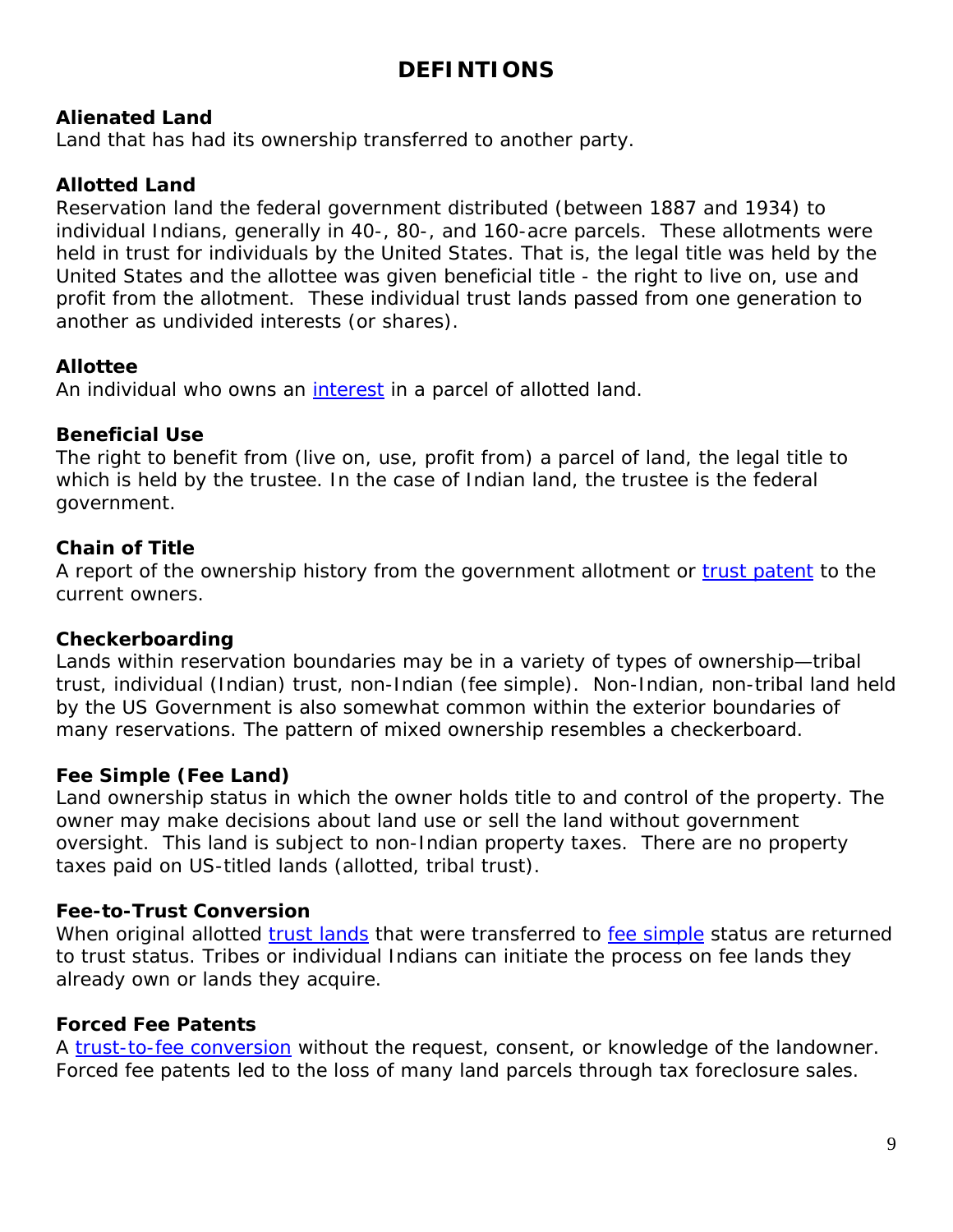# DEFINTIONS

**Alienated Land**
Land that has had its ownership transferred to another party.

**Allotted Land**
Reservation land the federal government distributed (between 1887 and 1934) to individual Indians, generally in 40-, 80-, and 160-acre parcels. These allotments were held in trust for individuals by the United States. That is, the legal title was held by the United States and the allottee was given beneficial title - the right to live on, use and profit from the allotment. These individual trust lands passed from one generation to another as undivided interests (or shares).

**Allottee**
An individual who owns an interest in a parcel of allotted land.

**Beneficial Use**
The right to benefit from (live on, use, profit from) a parcel of land, the legal title to which is held by the trustee. In the case of Indian land, the trustee is the federal government.

**Chain of Title**
A report of the ownership history from the government allotment or trust patent to the current owners.

**Checkerboarding**
Lands within reservation boundaries may be in a variety of types of ownership—tribal trust, individual (Indian) trust, non-Indian (fee simple). Non-Indian, non-tribal land held by the US Government is also somewhat common within the exterior boundaries of many reservations. The pattern of mixed ownership resembles a checkerboard.

**Fee Simple (Fee Land)**
Land ownership status in which the owner holds title to and control of the property. The owner may make decisions about land use or sell the land without government oversight. This land is subject to non-Indian property taxes. There are no property taxes paid on US-titled lands (allotted, tribal trust).

**Fee-to-Trust Conversion**
When original allotted trust lands that were transferred to fee simple status are returned to trust status. Tribes or individual Indians can initiate the process on fee lands they already own or lands they acquire.

**Forced Fee Patents**
A trust-to-fee conversion without the request, consent, or knowledge of the landowner. Forced fee patents led to the loss of many land parcels through tax foreclosure sales.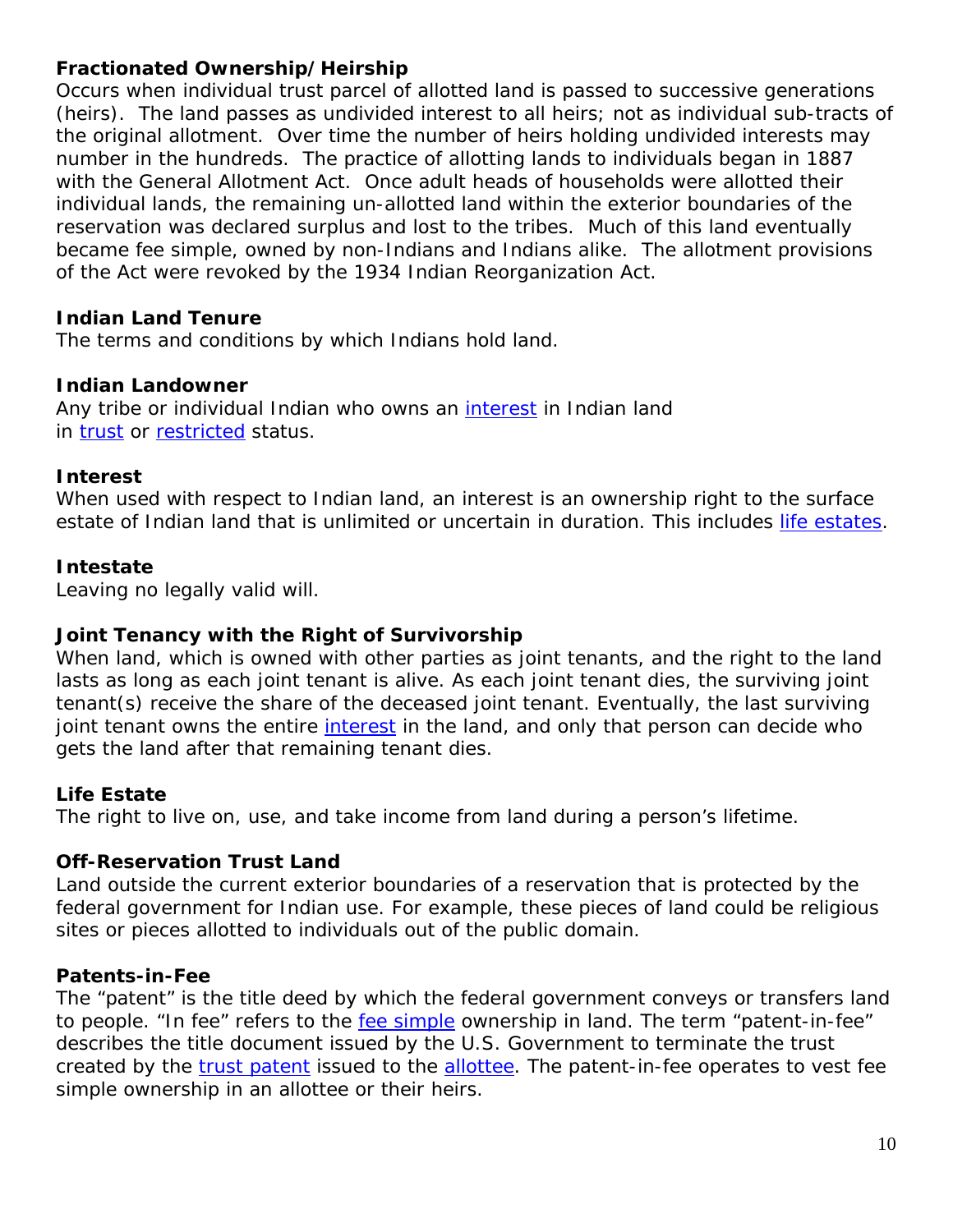**Fractionated Ownership/Heirship**
Occurs when individual trust parcel of allotted land is passed to successive generations (heirs). The land passes as undivided interest to all heirs; not as individual sub-tracts of the original allotment. Over time the number of heirs holding undivided interests may number in the hundreds. The practice of allotting lands to individuals began in 1887 with the General Allotment Act. Once adult heads of households were allotted their individual lands, the remaining un-allotted land within the exterior boundaries of the reservation was declared surplus and lost to the tribes. Much of this land eventually became fee simple, owned by non-Indians and Indians alike. The allotment provisions of the Act were revoked by the 1934 Indian Reorganization Act.

**Indian Land Tenure**
The terms and conditions by which Indians hold land.

**Indian Landowner**
Any tribe or individual Indian who owns an interest in Indian land in trust or restricted status.

**Interest**
When used with respect to Indian land, an interest is an ownership right to the surface estate of Indian land that is unlimited or uncertain in duration. This includes life estates.

**Intestate**
Leaving no legally valid will.

**Joint Tenancy with the Right of Survivorship**
When land, which is owned with other parties as joint tenants, and the right to the land lasts as long as each joint tenant is alive. As each joint tenant dies, the surviving joint tenant(s) receive the share of the deceased joint tenant. Eventually, the last surviving joint tenant owns the entire interest in the land, and only that person can decide who gets the land after that remaining tenant dies.

**Life Estate**
The right to live on, use, and take income from land during a person's lifetime.

**Off-Reservation Trust Land**
Land outside the current exterior boundaries of a reservation that is protected by the federal government for Indian use. For example, these pieces of land could be religious sites or pieces allotted to individuals out of the public domain.

**Patents-in-Fee**
The "patent" is the title deed by which the federal government conveys or transfers land to people. "In fee" refers to the fee simple ownership in land. The term "patent-in-fee" describes the title document issued by the U.S. Government to terminate the trust created by the trust patent issued to the allottee. The patent-in-fee operates to vest fee simple ownership in an allottee or their heirs.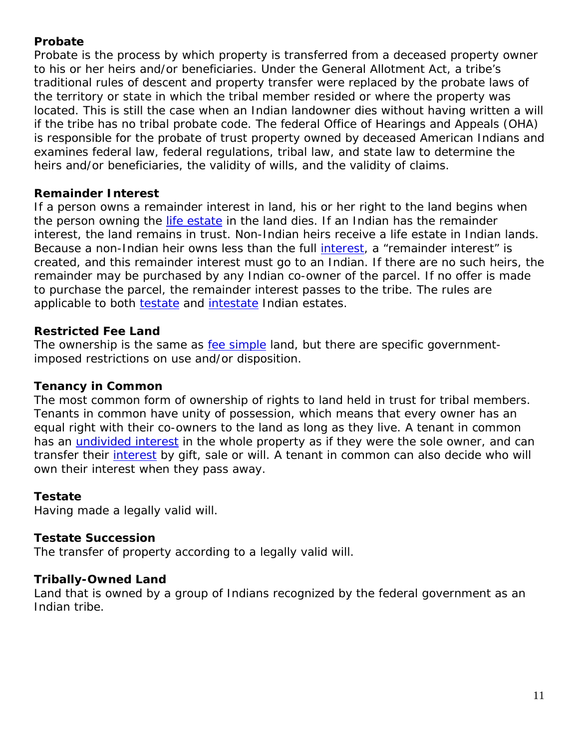**Probate**
Probate is the process by which property is transferred from a deceased property owner to his or her heirs and/or beneficiaries. Under the General Allotment Act, a tribe's traditional rules of descent and property transfer were replaced by the probate laws of the territory or state in which the tribal member resided or where the property was located. This is still the case when an Indian landowner dies without having written a will if the tribe has no tribal probate code. The federal Office of Hearings and Appeals (OHA) is responsible for the probate of trust property owned by deceased American Indians and examines federal law, federal regulations, tribal law, and state law to determine the heirs and/or beneficiaries, the validity of wills, and the validity of claims.

**Remainder Interest**
If a person owns a remainder interest in land, his or her right to the land begins when the person owning the life estate in the land dies. If an Indian has the remainder interest, the land remains in trust. Non-Indian heirs receive a life estate in Indian lands. Because a non-Indian heir owns less than the full interest, a "remainder interest" is created, and this remainder interest must go to an Indian. If there are no such heirs, the remainder may be purchased by any Indian co-owner of the parcel. If no offer is made to purchase the parcel, the remainder interest passes to the tribe. The rules are applicable to both testate and intestate Indian estates.

**Restricted Fee Land**
The ownership is the same as fee simple land, but there are specific government-imposed restrictions on use and/or disposition.

**Tenancy in Common**
The most common form of ownership of rights to land held in trust for tribal members. Tenants in common have unity of possession, which means that every owner has an equal right with their co-owners to the land as long as they live. A tenant in common has an undivided interest in the whole property as if they were the sole owner, and can transfer their interest by gift, sale or will. A tenant in common can also decide who will own their interest when they pass away.

**Testate**
Having made a legally valid will.

**Testate Succession**
The transfer of property according to a legally valid will.

**Tribally-Owned Land**
Land that is owned by a group of Indians recognized by the federal government as an Indian tribe.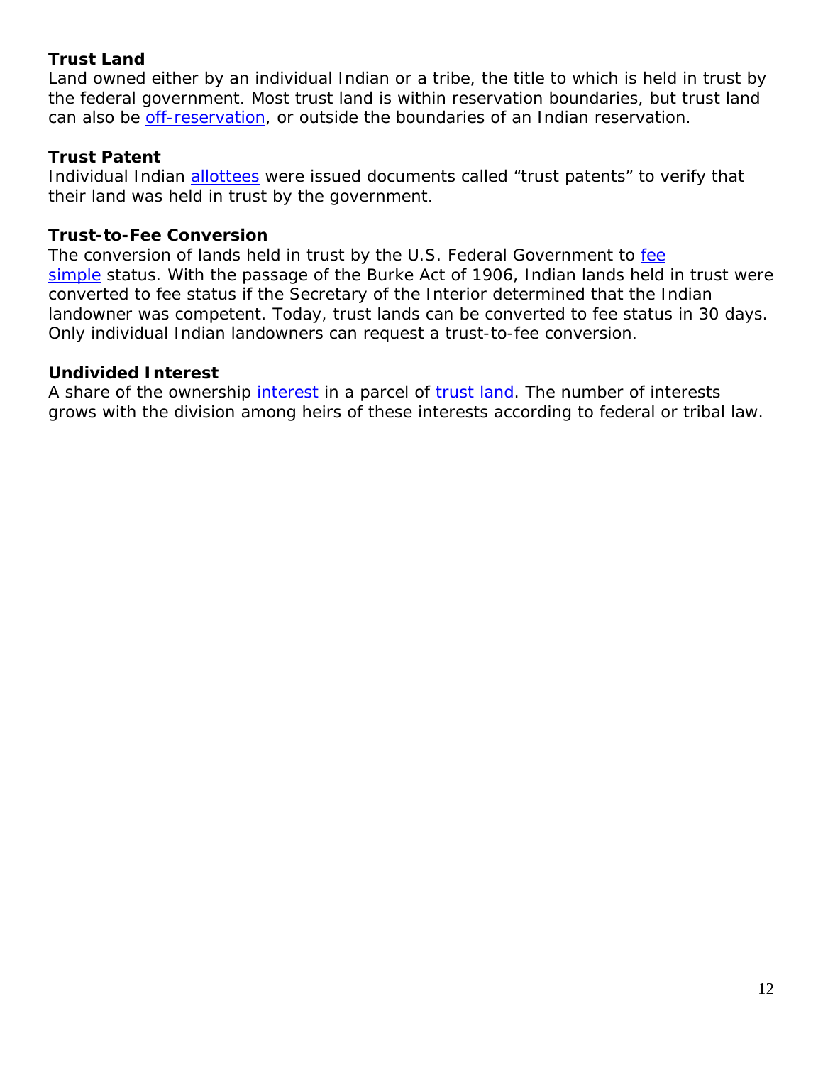**Trust Land**
Land owned either by an individual Indian or a tribe, the title to which is held in trust by the federal government. Most trust land is within reservation boundaries, but trust land can also be off-reservation, or outside the boundaries of an Indian reservation.

**Trust Patent**
Individual Indian allottees were issued documents called "trust patents" to verify that their land was held in trust by the government.

**Trust-to-Fee Conversion**
The conversion of lands held in trust by the U.S. Federal Government to fee simple status. With the passage of the Burke Act of 1906, Indian lands held in trust were converted to fee status if the Secretary of the Interior determined that the Indian landowner was competent. Today, trust lands can be converted to fee status in 30 days. Only individual Indian landowners can request a trust-to-fee conversion.

**Undivided Interest**
A share of the ownership interest in a parcel of trust land. The number of interests grows with the division among heirs of these interests according to federal or tribal law.